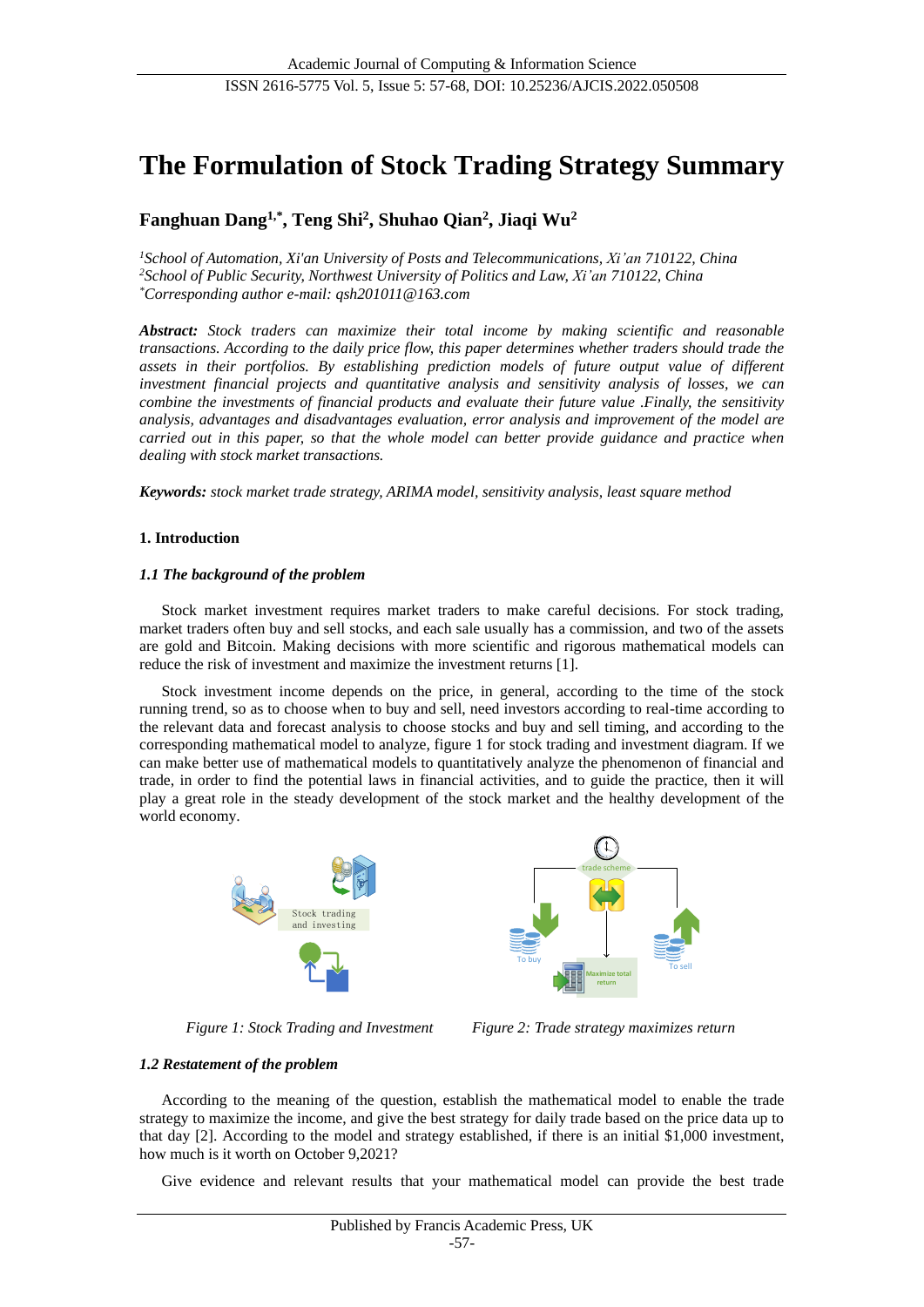# The Formulation of Stock Trading Strategy Summary

**Fanghuan Dang[1,*], Teng Shi[2], Shuhao Qian[2], Jiaqi Wu[2]**

*[1]School of Automation, Xi'an University of Posts and Telecommunications, Xi'an 710122, China*
*[2]School of Public Security, Northwest University of Politics and Law, Xi'an 710122, China*
*[*]Corresponding author e-mail: qsh201011@163.com*

***Abstract:*** *Stock traders can maximize their total income by making scientific and reasonable transactions. According to the daily price flow, this paper determines whether traders should trade the assets in their portfolios. By establishing prediction models of future output value of different investment financial projects and quantitative analysis and sensitivity analysis of losses, we can combine the investments of financial products and evaluate their future value .Finally, the sensitivity analysis, advantages and disadvantages evaluation, error analysis and improvement of the model are carried out in this paper, so that the whole model can better provide guidance and practice when dealing with stock market transactions.*

***Keywords:*** *stock market trade strategy, ARIMA model, sensitivity analysis, least square method*

## 1. Introduction

### *1.1 The background of the problem*

Stock market investment requires market traders to make careful decisions. For stock trading, market traders often buy and sell stocks, and each sale usually has a commission, and two of the assets are gold and Bitcoin. Making decisions with more scientific and rigorous mathematical models can reduce the risk of investment and maximize the investment returns [1].

Stock investment income depends on the price, in general, according to the time of the stock running trend, so as to choose when to buy and sell, need investors according to real-time according to the relevant data and forecast analysis to choose stocks and buy and sell timing, and according to the corresponding mathematical model to analyze, figure 1 for stock trading and investment diagram. If we can make better use of mathematical models to quantitatively analyze the phenomenon of financial and trade, in order to find the potential laws in financial activities, and to guide the practice, then it will play a great role in the steady development of the stock market and the healthy development of the world economy.

*Figure 1: Stock Trading and Investment*

*Figure 2: Trade strategy maximizes return*

### *1.2 Restatement of the problem*

According to the meaning of the question, establish the mathematical model to enable the trade strategy to maximize the income, and give the best strategy for daily trade based on the price data up to that day [2]. According to the model and strategy established, if there is an initial $1,000 investment, how much is it worth on October 9,2021?

Give evidence and relevant results that your mathematical model can provide the best trade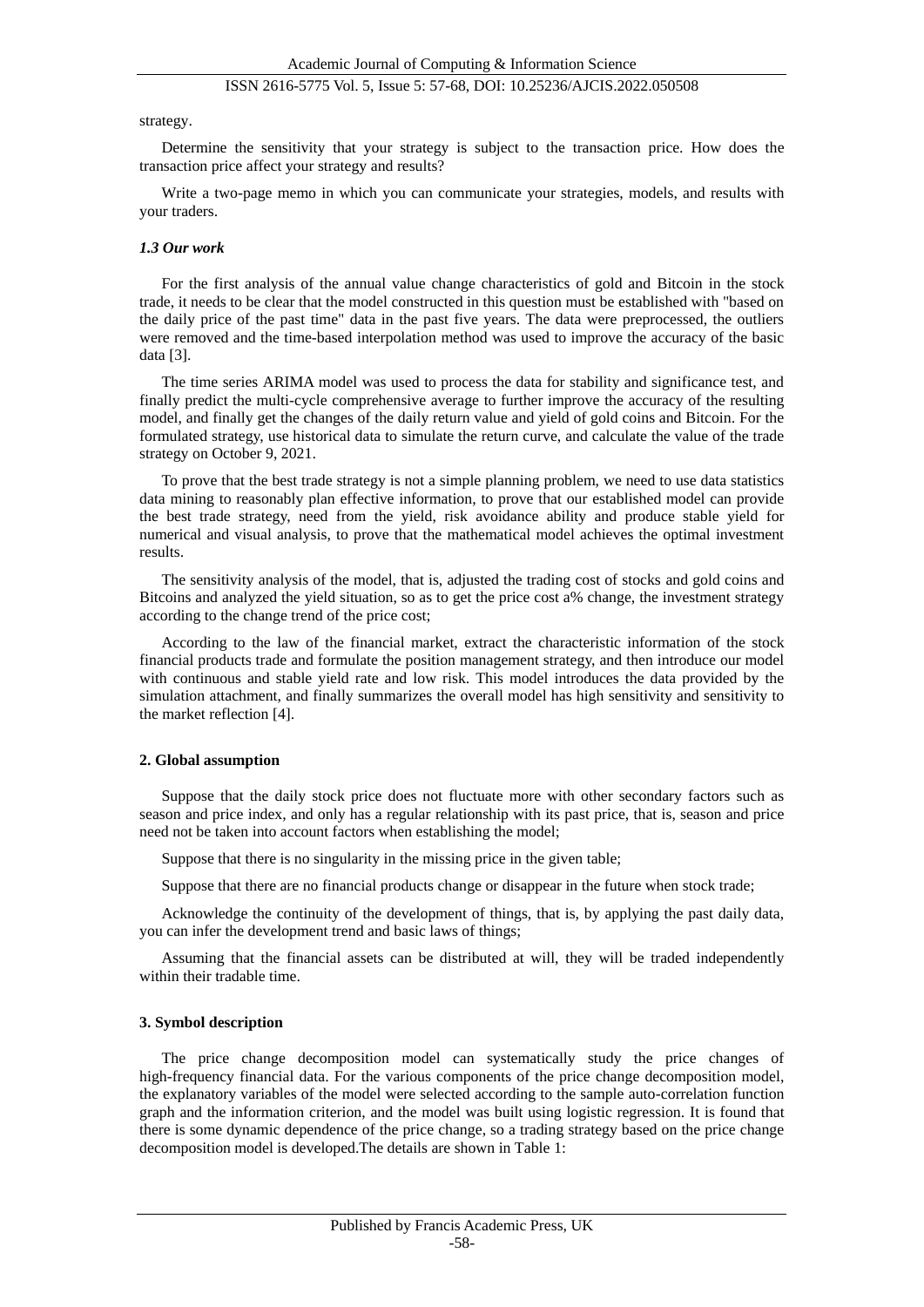strategy.

Determine the sensitivity that your strategy is subject to the transaction price. How does the transaction price affect your strategy and results?

Write a two-page memo in which you can communicate your strategies, models, and results with your traders.

### *1.3 Our work*

For the first analysis of the annual value change characteristics of gold and Bitcoin in the stock trade, it needs to be clear that the model constructed in this question must be established with "based on the daily price of the past time" data in the past five years. The data were preprocessed, the outliers were removed and the time-based interpolation method was used to improve the accuracy of the basic data [3].

The time series ARIMA model was used to process the data for stability and significance test, and finally predict the multi-cycle comprehensive average to further improve the accuracy of the resulting model, and finally get the changes of the daily return value and yield of gold coins and Bitcoin. For the formulated strategy, use historical data to simulate the return curve, and calculate the value of the trade strategy on October 9, 2021.

To prove that the best trade strategy is not a simple planning problem, we need to use data statistics data mining to reasonably plan effective information, to prove that our established model can provide the best trade strategy, need from the yield, risk avoidance ability and produce stable yield for numerical and visual analysis, to prove that the mathematical model achieves the optimal investment results.

The sensitivity analysis of the model, that is, adjusted the trading cost of stocks and gold coins and Bitcoins and analyzed the yield situation, so as to get the price cost a% change, the investment strategy according to the change trend of the price cost;

According to the law of the financial market, extract the characteristic information of the stock financial products trade and formulate the position management strategy, and then introduce our model with continuous and stable yield rate and low risk. This model introduces the data provided by the simulation attachment, and finally summarizes the overall model has high sensitivity and sensitivity to the market reflection [4].

## 2. Global assumption

Suppose that the daily stock price does not fluctuate more with other secondary factors such as season and price index, and only has a regular relationship with its past price, that is, season and price need not be taken into account factors when establishing the model;

Suppose that there is no singularity in the missing price in the given table;

Suppose that there are no financial products change or disappear in the future when stock trade;

Acknowledge the continuity of the development of things, that is, by applying the past daily data, you can infer the development trend and basic laws of things;

Assuming that the financial assets can be distributed at will, they will be traded independently within their tradable time.

## 3. Symbol description

The price change decomposition model can systematically study the price changes of high-frequency financial data. For the various components of the price change decomposition model, the explanatory variables of the model were selected according to the sample auto-correlation function graph and the information criterion, and the model was built using logistic regression. It is found that there is some dynamic dependence of the price change, so a trading strategy based on the price change decomposition model is developed.The details are shown in Table 1: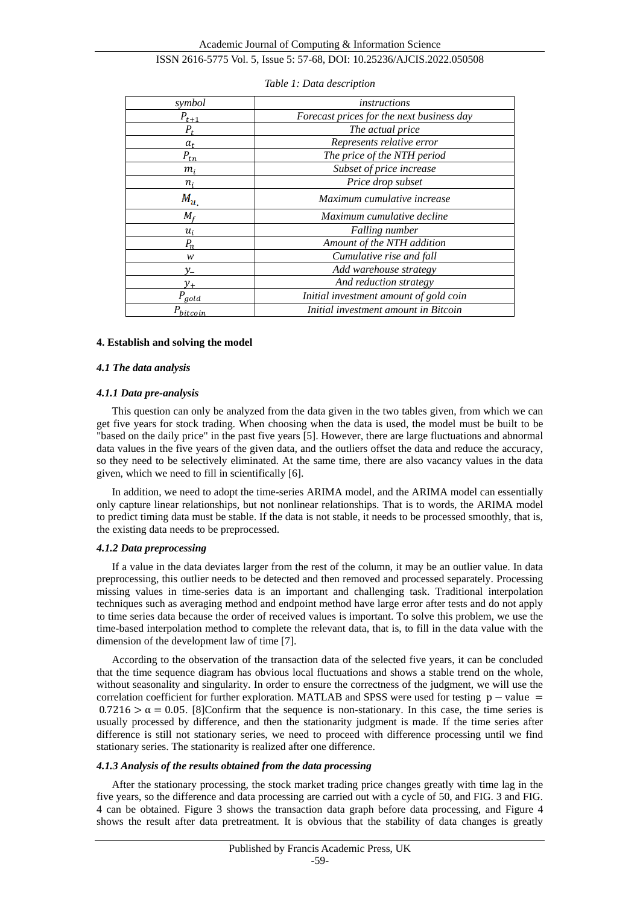*Table 1: Data description*

| *symbol* | *instructions* |
|---|---|
| $P_{t+1}$ | *Forecast prices for the next business day* |
| $P_t$ | *The actual price* |
| $a_t$ | *Represents relative error* |
| $P_{tn}$ | *The price of the NTH period* |
| $m_i$ | *Subset of price increase* |
| $n_i$ | *Price drop subset* |
| $M_u$ | *Maximum cumulative increase* |
| $M_f$ | *Maximum cumulative decline* |
| $u_i$ | *Falling number* |
| $P_n$ | *Amount of the NTH addition* |
| $w$ | *Cumulative rise and fall* |
| $y_-$ | *Add warehouse strategy* |
| $y_+$ | *And reduction strategy* |
| $P_{gold}$ | *Initial investment amount of gold coin* |
| $P_{bitcoin}$ | *Initial investment amount in Bitcoin* |

## 4. Establish and solving the model

### *4.1 The data analysis*

#### *4.1.1 Data pre-analysis*

This question can only be analyzed from the data given in the two tables given, from which we can get five years for stock trading. When choosing when the data is used, the model must be built to be "based on the daily price" in the past five years [5]. However, there are large fluctuations and abnormal data values in the five years of the given data, and the outliers offset the data and reduce the accuracy, so they need to be selectively eliminated. At the same time, there are also vacancy values in the data given, which we need to fill in scientifically [6].

In addition, we need to adopt the time-series ARIMA model, and the ARIMA model can essentially only capture linear relationships, but not nonlinear relationships. That is to words, the ARIMA model to predict timing data must be stable. If the data is not stable, it needs to be processed smoothly, that is, the existing data needs to be preprocessed.

#### *4.1.2 Data preprocessing*

If a value in the data deviates larger from the rest of the column, it may be an outlier value. In data preprocessing, this outlier needs to be detected and then removed and processed separately. Processing missing values in time-series data is an important and challenging task. Traditional interpolation techniques such as averaging method and endpoint method have large error after tests and do not apply to time series data because the order of received values is important. To solve this problem, we use the time-based interpolation method to complete the relevant data, that is, to fill in the data value with the dimension of the development law of time [7].

According to the observation of the transaction data of the selected five years, it can be concluded that the time sequence diagram has obvious local fluctuations and shows a stable trend on the whole, without seasonality and singularity. In order to ensure the correctness of the judgment, we will use the correlation coefficient for further exploration. MATLAB and SPSS were used for testing $p-\text{value} = 0.7216 > \alpha = 0.05$. [8]Confirm that the sequence is non-stationary. In this case, the time series is usually processed by difference, and then the stationarity judgment is made. If the time series after difference is still not stationary series, we need to proceed with difference processing until we find stationary series. The stationarity is realized after one difference.

#### *4.1.3 Analysis of the results obtained from the data processing*

After the stationary processing, the stock market trading price changes greatly with time lag in the five years, so the difference and data processing are carried out with a cycle of 50, and FIG. 3 and FIG. 4 can be obtained. Figure 3 shows the transaction data graph before data processing, and Figure 4 shows the result after data pretreatment. It is obvious that the stability of data changes is greatly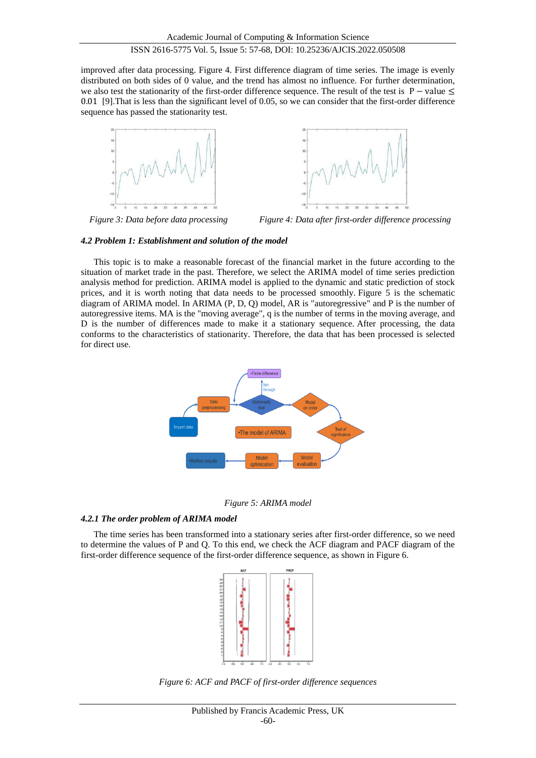improved after data processing. Figure 4. First difference diagram of time series. The image is evenly distributed on both sides of 0 value, and the trend has almost no influence. For further determination, we also test the stationarity of the first-order difference sequence. The result of the test is $P - \text{value} \leq 0.01$ [9].That is less than the significant level of 0.05, so we can consider that the first-order difference sequence has passed the stationarity test.

*Figure 3: Data before data processing*

*Figure 4: Data after first-order difference processing*

#### *4.2 Problem 1: Establishment and solution of the model*

This topic is to make a reasonable forecast of the financial market in the future according to the situation of market trade in the past. Therefore, we select the ARIMA model of time series prediction analysis method for prediction. ARIMA model is applied to the dynamic and static prediction of stock prices, and it is worth noting that data needs to be processed smoothly. Figure 5 is the schematic diagram of ARIMA model. In ARIMA (P, D, Q) model, AR is "autoregressive" and P is the number of autoregressive items. MA is the "moving average", q is the number of terms in the moving average, and D is the number of differences made to make it a stationary sequence. After processing, the data conforms to the characteristics of stationarity. Therefore, the data that has been processed is selected for direct use.

*Figure 5: ARIMA model*

#### *4.2.1 The order problem of ARIMA model*

The time series has been transformed into a stationary series after first-order difference, so we need to determine the values of P and Q. To this end, we check the ACF diagram and PACF diagram of the first-order difference sequence of the first-order difference sequence, as shown in Figure 6.

*Figure 6: ACF and PACF of first-order difference sequences*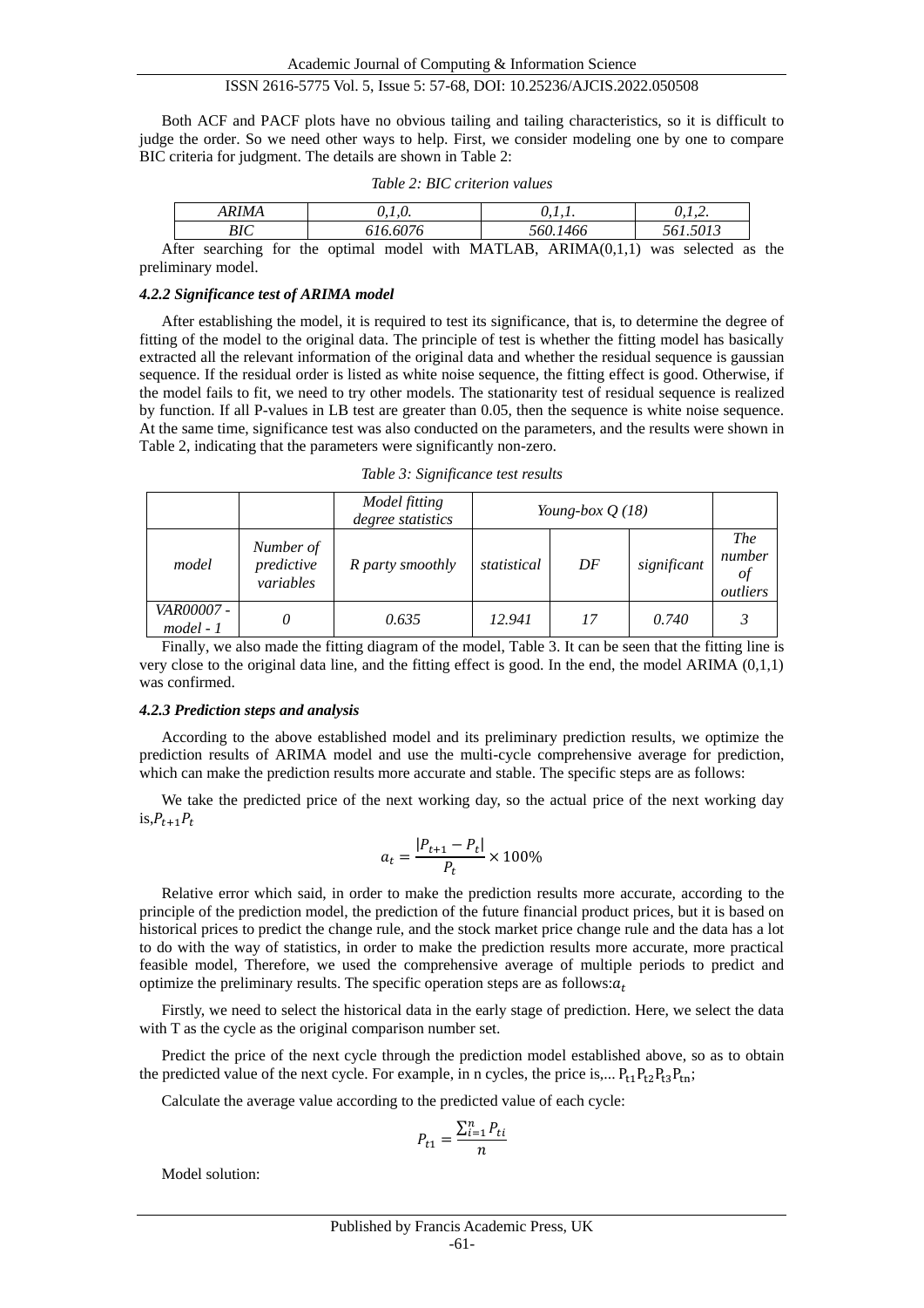Both ACF and PACF plots have no obvious tailing and tailing characteristics, so it is difficult to judge the order. So we need other ways to help. First, we consider modeling one by one to compare BIC criteria for judgment. The details are shown in Table 2:

*Table 2: BIC criterion values*

| *ARIMA* | *0,1,0.* | *0,1,1.* | *0,1,2.* |
|---|---|---|---|
| *BIC* | *616.6076* | *560.1466* | *561.5013* |

After searching for the optimal model with MATLAB, ARIMA(0,1,1) was selected as the preliminary model.

#### *4.2.2 Significance test of ARIMA model*

After establishing the model, it is required to test its significance, that is, to determine the degree of fitting of the model to the original data. The principle of test is whether the fitting model has basically extracted all the relevant information of the original data and whether the residual sequence is gaussian sequence. If the residual order is listed as white noise sequence, the fitting effect is good. Otherwise, if the model fails to fit, we need to try other models. The stationarity test of residual sequence is realized by function. If all P-values in LB test are greater than 0.05, then the sequence is white noise sequence. At the same time, significance test was also conducted on the parameters, and the results were shown in Table 2, indicating that the parameters were significantly non-zero.

*Table 3: Significance test results*

| | | *Model fitting degree statistics* | *Young-box Q (18)* | | | |
|---|---|---|---|---|---|---|
| *model* | *Number of predictive variables* | *R party smoothly* | *statistical* | *DF* | *significant* | *The number of outliers* |
| *VAR00007 - model - 1* | *0* | *0.635* | *12.941* | *17* | *0.740* | *3* |

Finally, we also made the fitting diagram of the model, Table 3. It can be seen that the fitting line is very close to the original data line, and the fitting effect is good. In the end, the model ARIMA (0,1,1) was confirmed.

#### *4.2.3 Prediction steps and analysis*

According to the above established model and its preliminary prediction results, we optimize the prediction results of ARIMA model and use the multi-cycle comprehensive average for prediction, which can make the prediction results more accurate and stable. The specific steps are as follows:

We take the predicted price of the next working day, so the actual price of the next working day is,$P_{t+1}P_t$

$$a_t = \frac{|P_{t+1} - P_t|}{P_t} \times 100\%$$

Relative error which said, in order to make the prediction results more accurate, according to the principle of the prediction model, the prediction of the future financial product prices, but it is based on historical prices to predict the change rule, and the stock market price change rule and the data has a lot to do with the way of statistics, in order to make the prediction results more accurate, more practical feasible model, Therefore, we used the comprehensive average of multiple periods to predict and optimize the preliminary results. The specific operation steps are as follows:$a_t$

Firstly, we need to select the historical data in the early stage of prediction. Here, we select the data with T as the cycle as the original comparison number set.

Predict the price of the next cycle through the prediction model established above, so as to obtain the predicted value of the next cycle. For example, in n cycles, the price is,... $P_{t1}P_{t2}P_{t3}P_{tn}$;

Calculate the average value according to the predicted value of each cycle:

$$P_{t1} = \frac{\sum_{i=1}^{n} P_{ti}}{n}$$

Model solution: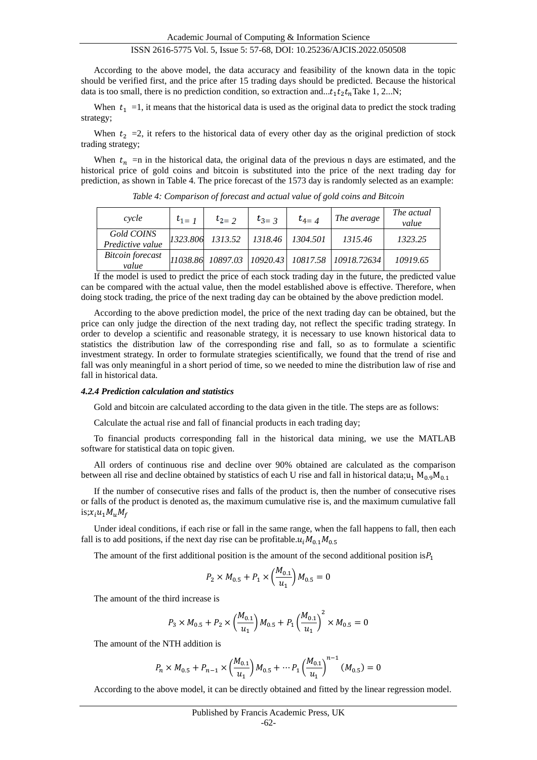According to the above model, the data accuracy and feasibility of the known data in the topic should be verified first, and the price after 15 trading days should be predicted. Because the historical data is too small, there is no prediction condition, so extraction and...$t_1 t_2 t_n$Take 1, 2...N;

When $t_1$ =1, it means that the historical data is used as the original data to predict the stock trading strategy;

When $t_2$ =2, it refers to the historical data of every other day as the original prediction of stock trading strategy;

When $t_n$ =n in the historical data, the original data of the previous n days are estimated, and the historical price of gold coins and bitcoin is substituted into the price of the next trading day for prediction, as shown in Table 4. The price forecast of the 1573 day is randomly selected as an example:

*Table 4: Comparison of forecast and actual value of gold coins and Bitcoin*

| *cycle* | $t_{1}= 1$ | $t_{2}= 2$ | $t_{3}= 3$ | $t_{4}= 4$ | *The average* | *The actual value* |
|---|---|---|---|---|---|---|
| *Gold COINS Predictive value* | *1323.806* | *1313.52* | *1318.46* | *1304.501* | *1315.46* | *1323.25* |
| *Bitcoin forecast value* | *11038.86* | *10897.03* | *10920.43* | *10817.58* | *10918.72634* | *10919.65* |

If the model is used to predict the price of each stock trading day in the future, the predicted value can be compared with the actual value, then the model established above is effective. Therefore, when doing stock trading, the price of the next trading day can be obtained by the above prediction model.

According to the above prediction model, the price of the next trading day can be obtained, but the price can only judge the direction of the next trading day, not reflect the specific trading strategy. In order to develop a scientific and reasonable strategy, it is necessary to use known historical data to statistics the distribution law of the corresponding rise and fall, so as to formulate a scientific investment strategy. In order to formulate strategies scientifically, we found that the trend of rise and fall was only meaningful in a short period of time, so we needed to mine the distribution law of rise and fall in historical data.

#### ***4.2.4 Prediction calculation and statistics***

Gold and bitcoin are calculated according to the data given in the title. The steps are as follows:

Calculate the actual rise and fall of financial products in each trading day;

To financial products corresponding fall in the historical data mining, we use the MATLAB software for statistical data on topic given.

All orders of continuous rise and decline over 90% obtained are calculated as the comparison between all rise and decline obtained by statistics of each U rise and fall in historical data;$u_1$ $M_{0.9} M_{0.1}$

If the number of consecutive rises and falls of the product is, then the number of consecutive rises or falls of the product is denoted as, the maximum cumulative rise is, and the maximum cumulative fall is;$x_i u_1 M_u M_f$

Under ideal conditions, if each rise or fall in the same range, when the fall happens to fall, then each fall is to add positions, if the next day rise can be profitable.$u_i M_{0.1} M_{0.5}$

The amount of the first additional position is the amount of the second additional position is$P_1$

$$P_2 \times M_{0.5} + P_1 \times \left(\frac{M_{0.1}}{u_1}\right) M_{0.5} = 0$$

The amount of the third increase is

$$P_3 \times M_{0.5} + P_2 \times \left(\frac{M_{0.1}}{u_1}\right) M_{0.5} + P_1 \left(\frac{M_{0.1}}{u_1}\right)^2 \times M_{0.5} = 0$$

The amount of the NTH addition is

$$P_n \times M_{0.5} + P_{n-1} \times \left(\frac{M_{0.1}}{u_1}\right) M_{0.5} + \cdots P_1 \left(\frac{M_{0.1}}{u_1}\right)^{n-1} (M_{0.5}) = 0$$

According to the above model, it can be directly obtained and fitted by the linear regression model.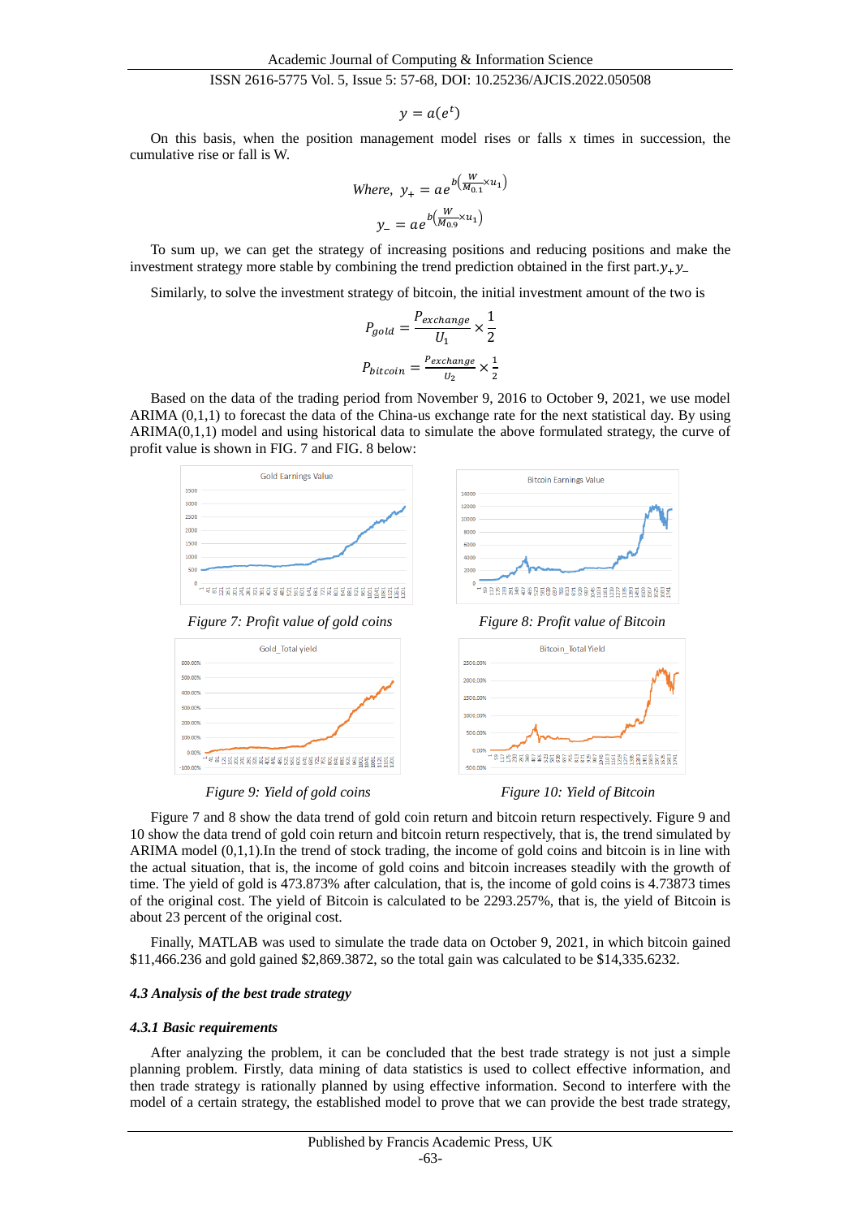$$y = a(e^t)$$

On this basis, when the position management model rises or falls x times in succession, the cumulative rise or fall is W.

$$Where,\ y_+ = ae^{b\left(\frac{W}{M_{0.1}} \times u_1\right)}$$

$$y_- = ae^{b\left(\frac{W}{M_{0.9}} \times u_1\right)}$$

To sum up, we can get the strategy of increasing positions and reducing positions and make the investment strategy more stable by combining the trend prediction obtained in the first part.$y_+ y_-$

Similarly, to solve the investment strategy of bitcoin, the initial investment amount of the two is

$$P_{gold} = \frac{P_{exchange}}{U_1} \times \frac{1}{2}$$

$$P_{bitcoin} = \frac{P_{exchange}}{U_2} \times \frac{1}{2}$$

Based on the data of the trading period from November 9, 2016 to October 9, 2021, we use model ARIMA (0,1,1) to forecast the data of the China-us exchange rate for the next statistical day. By using ARIMA(0,1,1) model and using historical data to simulate the above formulated strategy, the curve of profit value is shown in FIG. 7 and FIG. 8 below:

*Figure 7: Profit value of gold coins*

*Figure 8: Profit value of Bitcoin*

*Figure 9: Yield of gold coins*

*Figure 10: Yield of Bitcoin*

Figure 7 and 8 show the data trend of gold coin return and bitcoin return respectively. Figure 9 and 10 show the data trend of gold coin return and bitcoin return respectively, that is, the trend simulated by ARIMA model (0,1,1).In the trend of stock trading, the income of gold coins and bitcoin is in line with the actual situation, that is, the income of gold coins and bitcoin increases steadily with the growth of time. The yield of gold is 473.873% after calculation, that is, the income of gold coins is 4.73873 times of the original cost. The yield of Bitcoin is calculated to be 2293.257%, that is, the yield of Bitcoin is about 23 percent of the original cost.

Finally, MATLAB was used to simulate the trade data on October 9, 2021, in which bitcoin gained $11,466.236 and gold gained $2,869.3872, so the total gain was calculated to be $14,335.6232.

### 4.3 Analysis of the best trade strategy

#### 4.3.1 Basic requirements

After analyzing the problem, it can be concluded that the best trade strategy is not just a simple planning problem. Firstly, data mining of data statistics is used to collect effective information, and then trade strategy is rationally planned by using effective information. Second to interfere with the model of a certain strategy, the established model to prove that we can provide the best trade strategy,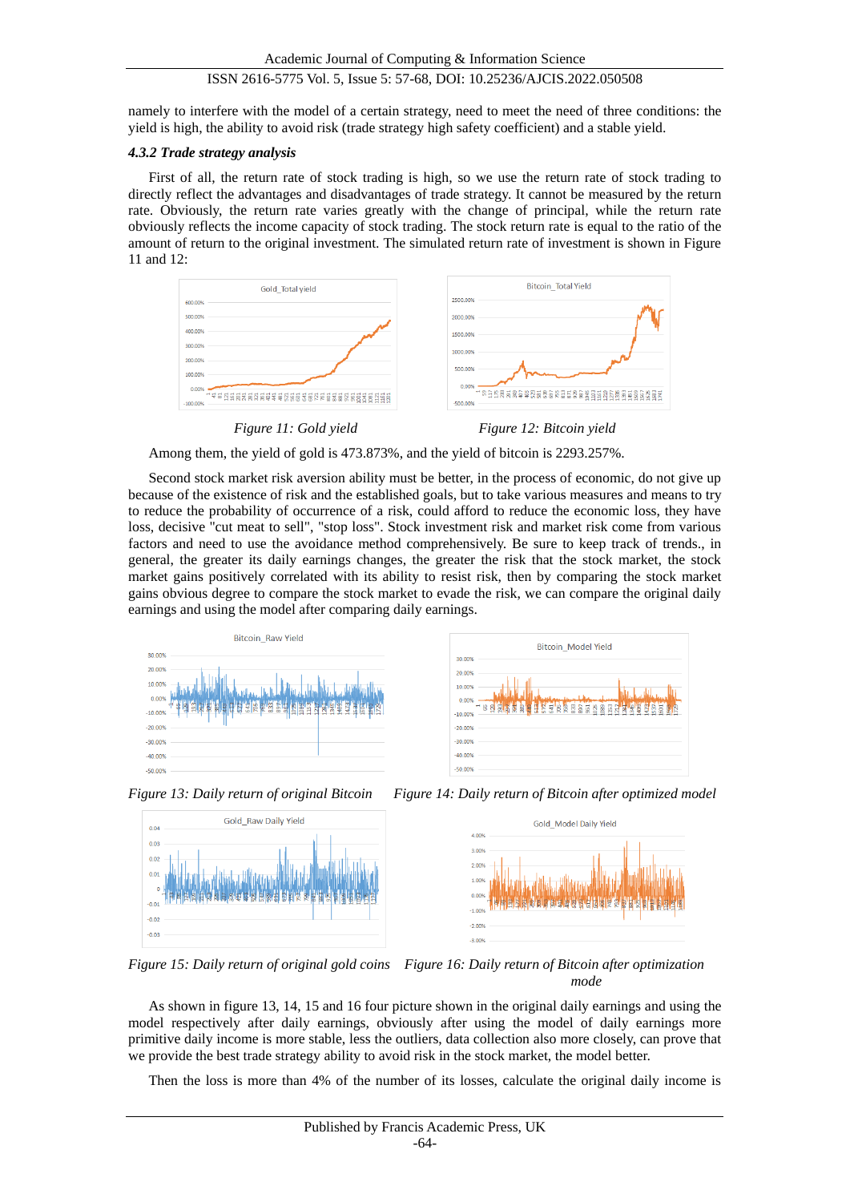namely to interfere with the model of a certain strategy, need to meet the need of three conditions: the yield is high, the ability to avoid risk (trade strategy high safety coefficient) and a stable yield.

#### *4.3.2 Trade strategy analysis*

First of all, the return rate of stock trading is high, so we use the return rate of stock trading to directly reflect the advantages and disadvantages of trade strategy. It cannot be measured by the return rate. Obviously, the return rate varies greatly with the change of principal, while the return rate obviously reflects the income capacity of stock trading. The stock return rate is equal to the ratio of the amount of return to the original investment. The simulated return rate of investment is shown in Figure 11 and 12:

*Figure 11: Gold yield*

*Figure 12: Bitcoin yield*

Among them, the yield of gold is 473.873%, and the yield of bitcoin is 2293.257%.

Second stock market risk aversion ability must be better, in the process of economic, do not give up because of the existence of risk and the established goals, but to take various measures and means to try to reduce the probability of occurrence of a risk, could afford to reduce the economic loss, they have loss, decisive "cut meat to sell", "stop loss". Stock investment risk and market risk come from various factors and need to use the avoidance method comprehensively. Be sure to keep track of trends., in general, the greater its daily earnings changes, the greater the risk that the stock market, the stock market gains positively correlated with its ability to resist risk, then by comparing the stock market gains obvious degree to compare the stock market to evade the risk, we can compare the original daily earnings and using the model after comparing daily earnings.

*Figure 13: Daily return of original Bitcoin*

*Figure 14: Daily return of Bitcoin after optimized model*

*Figure 15: Daily return of original gold coins*

*Figure 16: Daily return of Bitcoin after optimization mode*

As shown in figure 13, 14, 15 and 16 four picture shown in the original daily earnings and using the model respectively after daily earnings, obviously after using the model of daily earnings more primitive daily income is more stable, less the outliers, data collection also more closely, can prove that we provide the best trade strategy ability to avoid risk in the stock market, the model better.

Then the loss is more than 4% of the number of its losses, calculate the original daily income is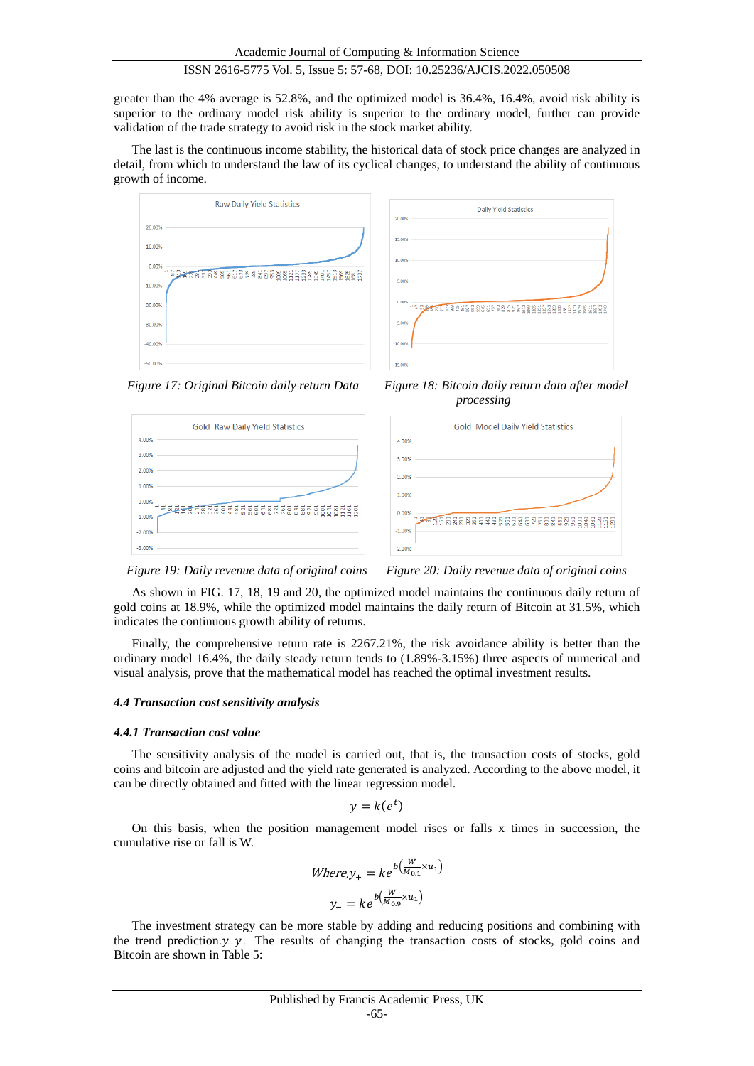greater than the 4% average is 52.8%, and the optimized model is 36.4%, 16.4%, avoid risk ability is superior to the ordinary model risk ability is superior to the ordinary model, further can provide validation of the trade strategy to avoid risk in the stock market ability.

The last is the continuous income stability, the historical data of stock price changes are analyzed in detail, from which to understand the law of its cyclical changes, to understand the ability of continuous growth of income.

*Figure 17: Original Bitcoin daily return Data*

*Figure 18: Bitcoin daily return data after model processing*

*Figure 19: Daily revenue data of original coins*

*Figure 20: Daily revenue data of original coins*

As shown in FIG. 17, 18, 19 and 20, the optimized model maintains the continuous daily return of gold coins at 18.9%, while the optimized model maintains the daily return of Bitcoin at 31.5%, which indicates the continuous growth ability of returns.

Finally, the comprehensive return rate is 2267.21%, the risk avoidance ability is better than the ordinary model 16.4%, the daily steady return tends to (1.89%-3.15%) three aspects of numerical and visual analysis, prove that the mathematical model has reached the optimal investment results.

### *4.4 Transaction cost sensitivity analysis*

#### *4.4.1 Transaction cost value*

The sensitivity analysis of the model is carried out, that is, the transaction costs of stocks, gold coins and bitcoin are adjusted and the yield rate generated is analyzed. According to the above model, it can be directly obtained and fitted with the linear regression model.

$$y = k(e^t)$$

On this basis, when the position management model rises or falls x times in succession, the cumulative rise or fall is W.

$$Where, y_+ = ke^{b\left(\frac{W}{M_{0.1}} \times u_1\right)}$$

$$y_- = ke^{b\left(\frac{W}{M_{0.9}} \times u_1\right)}$$

The investment strategy can be more stable by adding and reducing positions and combining with the trend prediction. $y_- y_+$ The results of changing the transaction costs of stocks, gold coins and Bitcoin are shown in Table 5: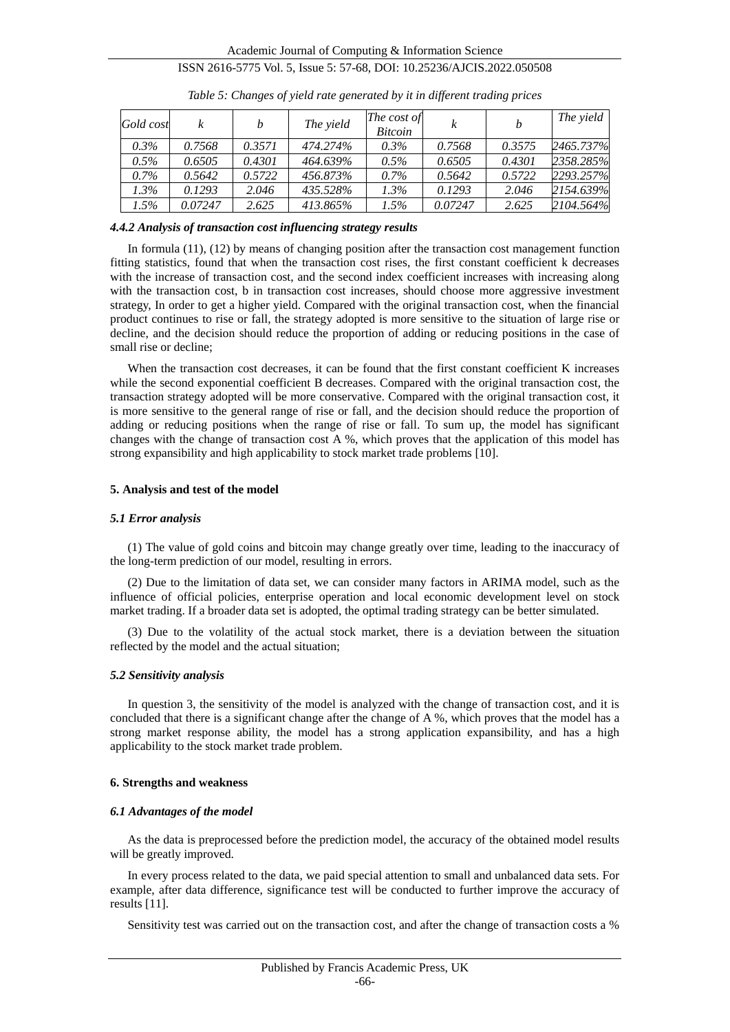*Table 5: Changes of yield rate generated by it in different trading prices*

| *Gold cost* | *k* | *b* | *The yield* | *The cost of Bitcoin* | *k* | *b* | *The yield* |
|---|---|---|---|---|---|---|---|
| *0.3%* | *0.7568* | *0.3571* | *474.274%* | *0.3%* | *0.7568* | *0.3575* | *2465.737%* |
| *0.5%* | *0.6505* | *0.4301* | *464.639%* | *0.5%* | *0.6505* | *0.4301* | *2358.285%* |
| *0.7%* | *0.5642* | *0.5722* | *456.873%* | *0.7%* | *0.5642* | *0.5722* | *2293.257%* |
| *1.3%* | *0.1293* | *2.046* | *435.528%* | *1.3%* | *0.1293* | *2.046* | *2154.639%* |
| *1.5%* | *0.07247* | *2.625* | *413.865%* | *1.5%* | *0.07247* | *2.625* | *2104.564%* |

#### *4.4.2 Analysis of transaction cost influencing strategy results*

In formula (11), (12) by means of changing position after the transaction cost management function fitting statistics, found that when the transaction cost rises, the first constant coefficient k decreases with the increase of transaction cost, and the second index coefficient increases with increasing along with the transaction cost, b in transaction cost increases, should choose more aggressive investment strategy, In order to get a higher yield. Compared with the original transaction cost, when the financial product continues to rise or fall, the strategy adopted is more sensitive to the situation of large rise or decline, and the decision should reduce the proportion of adding or reducing positions in the case of small rise or decline;

When the transaction cost decreases, it can be found that the first constant coefficient K increases while the second exponential coefficient B decreases. Compared with the original transaction cost, the transaction strategy adopted will be more conservative. Compared with the original transaction cost, it is more sensitive to the general range of rise or fall, and the decision should reduce the proportion of adding or reducing positions when the range of rise or fall. To sum up, the model has significant changes with the change of transaction cost A %, which proves that the application of this model has strong expansibility and high applicability to stock market trade problems [10].

## 5. Analysis and test of the model

### *5.1 Error analysis*

(1) The value of gold coins and bitcoin may change greatly over time, leading to the inaccuracy of the long-term prediction of our model, resulting in errors.

(2) Due to the limitation of data set, we can consider many factors in ARIMA model, such as the influence of official policies, enterprise operation and local economic development level on stock market trading. If a broader data set is adopted, the optimal trading strategy can be better simulated.

(3) Due to the volatility of the actual stock market, there is a deviation between the situation reflected by the model and the actual situation;

### *5.2 Sensitivity analysis*

In question 3, the sensitivity of the model is analyzed with the change of transaction cost, and it is concluded that there is a significant change after the change of A %, which proves that the model has a strong market response ability, the model has a strong application expansibility, and has a high applicability to the stock market trade problem.

## 6. Strengths and weakness

### *6.1 Advantages of the model*

As the data is preprocessed before the prediction model, the accuracy of the obtained model results will be greatly improved.

In every process related to the data, we paid special attention to small and unbalanced data sets. For example, after data difference, significance test will be conducted to further improve the accuracy of results [11].

Sensitivity test was carried out on the transaction cost, and after the change of transaction costs a %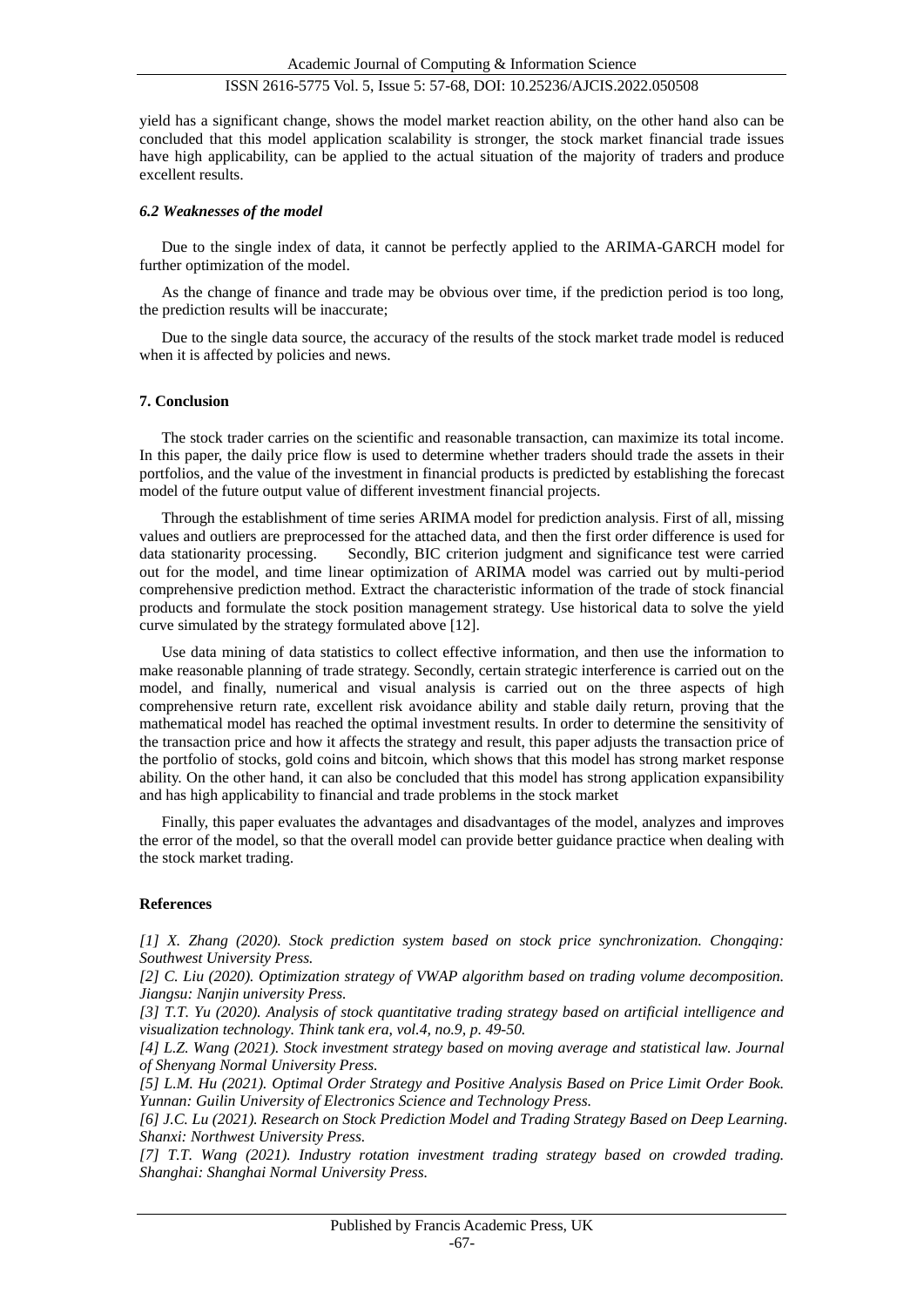yield has a significant change, shows the model market reaction ability, on the other hand also can be concluded that this model application scalability is stronger, the stock market financial trade issues have high applicability, can be applied to the actual situation of the majority of traders and produce excellent results.

### *6.2 Weaknesses of the model*

Due to the single index of data, it cannot be perfectly applied to the ARIMA-GARCH model for further optimization of the model.

As the change of finance and trade may be obvious over time, if the prediction period is too long, the prediction results will be inaccurate;

Due to the single data source, the accuracy of the results of the stock market trade model is reduced when it is affected by policies and news.

## 7. Conclusion

The stock trader carries on the scientific and reasonable transaction, can maximize its total income. In this paper, the daily price flow is used to determine whether traders should trade the assets in their portfolios, and the value of the investment in financial products is predicted by establishing the forecast model of the future output value of different investment financial projects.

Through the establishment of time series ARIMA model for prediction analysis. First of all, missing values and outliers are preprocessed for the attached data, and then the first order difference is used for data stationarity processing. Secondly, BIC criterion judgment and significance test were carried out for the model, and time linear optimization of ARIMA model was carried out by multi-period comprehensive prediction method. Extract the characteristic information of the trade of stock financial products and formulate the stock position management strategy. Use historical data to solve the yield curve simulated by the strategy formulated above [12].

Use data mining of data statistics to collect effective information, and then use the information to make reasonable planning of trade strategy. Secondly, certain strategic interference is carried out on the model, and finally, numerical and visual analysis is carried out on the three aspects of high comprehensive return rate, excellent risk avoidance ability and stable daily return, proving that the mathematical model has reached the optimal investment results. In order to determine the sensitivity of the transaction price and how it affects the strategy and result, this paper adjusts the transaction price of the portfolio of stocks, gold coins and bitcoin, which shows that this model has strong market response ability. On the other hand, it can also be concluded that this model has strong application expansibility and has high applicability to financial and trade problems in the stock market

Finally, this paper evaluates the advantages and disadvantages of the model, analyzes and improves the error of the model, so that the overall model can provide better guidance practice when dealing with the stock market trading.

## References

*[1] X. Zhang (2020). Stock prediction system based on stock price synchronization. Chongqing: Southwest University Press.*

*[2] C. Liu (2020). Optimization strategy of VWAP algorithm based on trading volume decomposition. Jiangsu: Nanjin university Press.*

*[3] T.T. Yu (2020). Analysis of stock quantitative trading strategy based on artificial intelligence and visualization technology. Think tank era, vol.4, no.9, p. 49-50.*

*[4] L.Z. Wang (2021). Stock investment strategy based on moving average and statistical law. Journal of Shenyang Normal University Press.*

*[5] L.M. Hu (2021). Optimal Order Strategy and Positive Analysis Based on Price Limit Order Book. Yunnan: Guilin University of Electronics Science and Technology Press.*

*[6] J.C. Lu (2021). Research on Stock Prediction Model and Trading Strategy Based on Deep Learning. Shanxi: Northwest University Press.*

*[7] T.T. Wang (2021). Industry rotation investment trading strategy based on crowded trading. Shanghai: Shanghai Normal University Press.*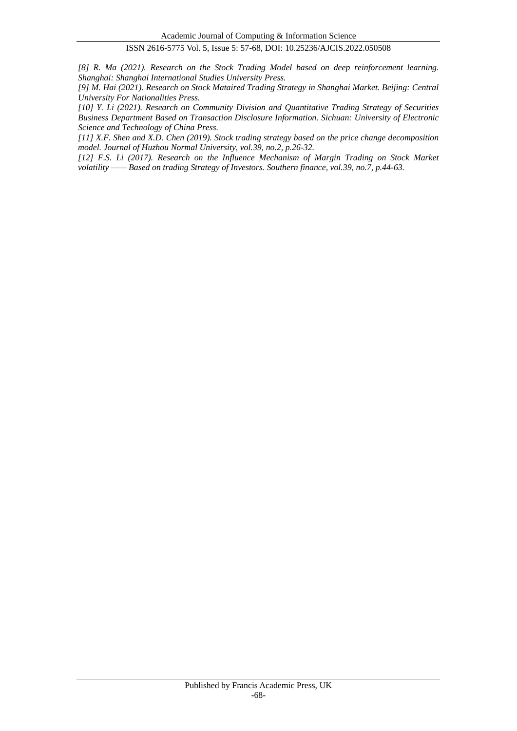*[8] R. Ma (2021). Research on the Stock Trading Model based on deep reinforcement learning. Shanghai: Shanghai International Studies University Press.*

*[9] M. Hai (2021). Research on Stock Matained Trading Strategy in Shanghai Market. Beijing: Central University For Nationalities Press.*

*[10] Y. Li (2021). Research on Community Division and Quantitative Trading Strategy of Securities Business Department Based on Transaction Disclosure Information. Sichuan: University of Electronic Science and Technology of China Press.*

*[11] X.F. Shen and X.D. Chen (2019). Stock trading strategy based on the price change decomposition model. Journal of Huzhou Normal University, vol.39, no.2, p.26-32.*

*[12] F.S. Li (2017). Research on the Influence Mechanism of Margin Trading on Stock Market volatility —— Based on trading Strategy of Investors. Southern finance, vol.39, no.7, p.44-63.*